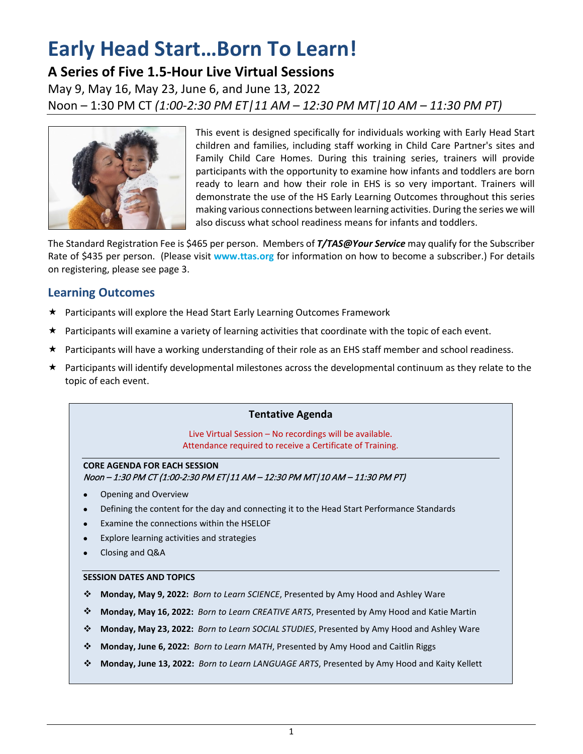# Early Head Start…Born To Learn!

## A Series of Five 1.5-Hour Live Virtual Sessions

May 9, May 16, May 23, June 6, and June 13, 2022

Noon – 1:30 PM CT *(1:00-2:30 PM ET|11 AM – 12:30 PM MT|10 AM – 11:30 PM PT)*

This event is designed specifically for individuals working with Early Head Start children and families, including staff working in Child Care Partner's sites and Family Child Care Homes. During this training series, trainers will provide participants with the opportunity to examine how infants and toddlers are born ready to learn and how their role in EHS is so very important. Trainers will demonstrate the use of the HS Early Learning Outcomes throughout this series making various connections between learning activities. During the series we will also discuss what school readiness means for infants and toddlers.

The Standard Registration Fee is $465 per person. Members of ***T/TAS@Your Service*** may qualify for the Subscriber Rate of $435 per person. (Please visit **www.ttas.org** for information on how to become a subscriber.) For details on registering, please see page 3.

## Learning Outcomes

- ★ Participants will explore the Head Start Early Learning Outcomes Framework
- ★ Participants will examine a variety of learning activities that coordinate with the topic of each event.
- ★ Participants will have a working understanding of their role as an EHS staff member and school readiness.
- ★ Participants will identify developmental milestones across the developmental continuum as they relate to the topic of each event.

### Tentative Agenda

Live Virtual Session – No recordings will be available.
Attendance required to receive a Certificate of Training.

**CORE AGENDA FOR EACH SESSION**
*Noon – 1:30 PM CT (1:00-2:30 PM ET|11 AM – 12:30 PM MT|10 AM – 11:30 PM PT)*

- Opening and Overview
- Defining the content for the day and connecting it to the Head Start Performance Standards
- Examine the connections within the HSELOF
- Explore learning activities and strategies
- Closing and Q&A

**SESSION DATES AND TOPICS**

- ❖ **Monday, May 9, 2022:** *Born to Learn SCIENCE*, Presented by Amy Hood and Ashley Ware
- ❖ **Monday, May 16, 2022:** *Born to Learn CREATIVE ARTS*, Presented by Amy Hood and Katie Martin
- ❖ **Monday, May 23, 2022:** *Born to Learn SOCIAL STUDIES*, Presented by Amy Hood and Ashley Ware
- ❖ **Monday, June 6, 2022:** *Born to Learn MATH*, Presented by Amy Hood and Caitlin Riggs
- ❖ **Monday, June 13, 2022:** *Born to Learn LANGUAGE ARTS*, Presented by Amy Hood and Kaity Kellett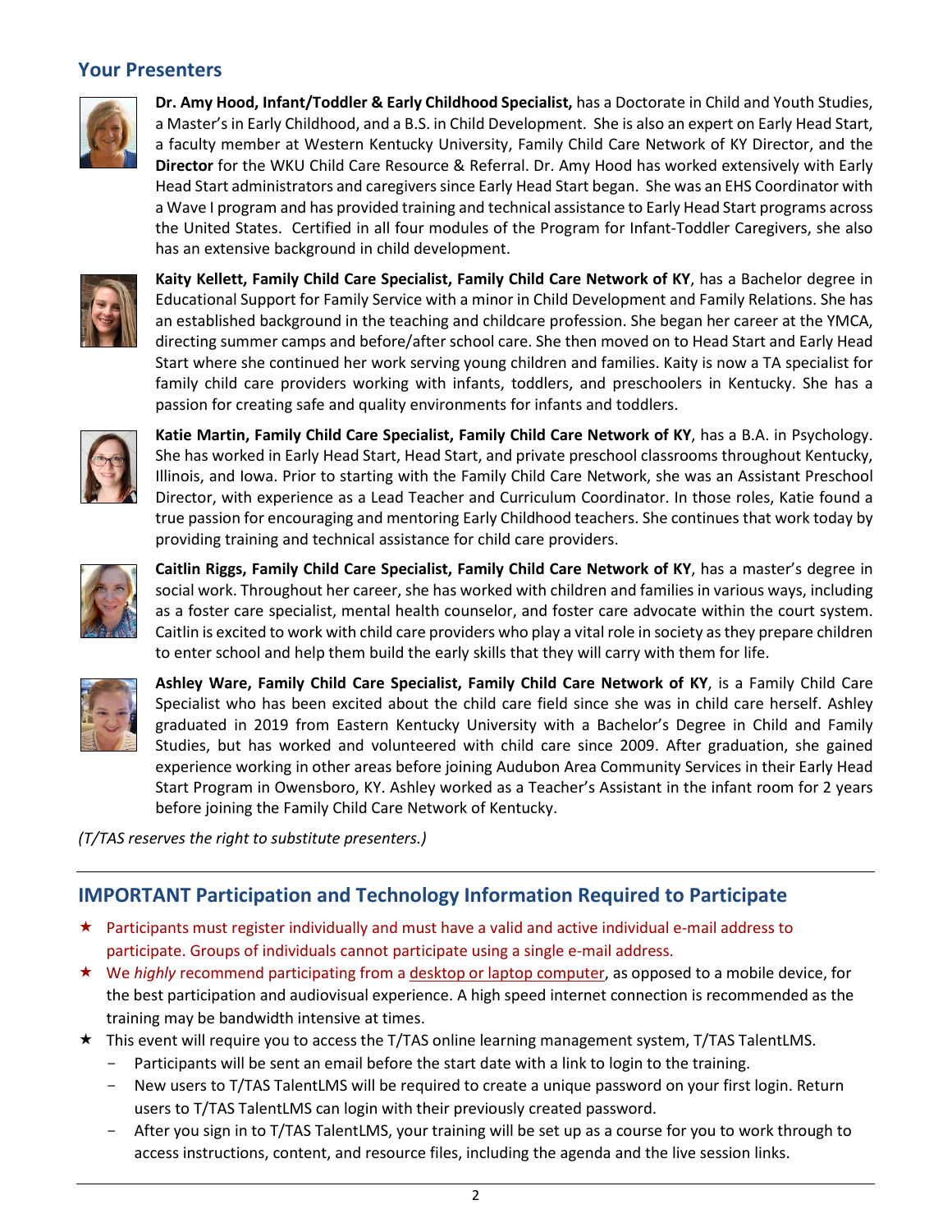## Your Presenters

**Dr. Amy Hood, Infant/Toddler & Early Childhood Specialist,** has a Doctorate in Child and Youth Studies, a Master's in Early Childhood, and a B.S. in Child Development. She is also an expert on Early Head Start, a faculty member at Western Kentucky University, Family Child Care Network of KY Director, and the **Director** for the WKU Child Care Resource & Referral. Dr. Amy Hood has worked extensively with Early Head Start administrators and caregivers since Early Head Start began. She was an EHS Coordinator with a Wave I program and has provided training and technical assistance to Early Head Start programs across the United States. Certified in all four modules of the Program for Infant-Toddler Caregivers, she also has an extensive background in child development.

**Kaity Kellett, Family Child Care Specialist, Family Child Care Network of KY**, has a Bachelor degree in Educational Support for Family Service with a minor in Child Development and Family Relations. She has an established background in the teaching and childcare profession. She began her career at the YMCA, directing summer camps and before/after school care. She then moved on to Head Start and Early Head Start where she continued her work serving young children and families. Kaity is now a TA specialist for family child care providers working with infants, toddlers, and preschoolers in Kentucky. She has a passion for creating safe and quality environments for infants and toddlers.

**Katie Martin, Family Child Care Specialist, Family Child Care Network of KY**, has a B.A. in Psychology. She has worked in Early Head Start, Head Start, and private preschool classrooms throughout Kentucky, Illinois, and Iowa. Prior to starting with the Family Child Care Network, she was an Assistant Preschool Director, with experience as a Lead Teacher and Curriculum Coordinator. In those roles, Katie found a true passion for encouraging and mentoring Early Childhood teachers. She continues that work today by providing training and technical assistance for child care providers.

**Caitlin Riggs, Family Child Care Specialist, Family Child Care Network of KY**, has a master's degree in social work. Throughout her career, she has worked with children and families in various ways, including as a foster care specialist, mental health counselor, and foster care advocate within the court system. Caitlin is excited to work with child care providers who play a vital role in society as they prepare children to enter school and help them build the early skills that they will carry with them for life.

**Ashley Ware, Family Child Care Specialist, Family Child Care Network of KY**, is a Family Child Care Specialist who has been excited about the child care field since she was in child care herself. Ashley graduated in 2019 from Eastern Kentucky University with a Bachelor's Degree in Child and Family Studies, but has worked and volunteered with child care since 2009. After graduation, she gained experience working in other areas before joining Audubon Area Community Services in their Early Head Start Program in Owensboro, KY. Ashley worked as a Teacher's Assistant in the infant room for 2 years before joining the Family Child Care Network of Kentucky.

*(T/TAS reserves the right to substitute presenters.)*

---

## IMPORTANT Participation and Technology Information Required to Participate

- ★ Participants must register individually and must have a valid and active individual e-mail address to participate. Groups of individuals cannot participate using a single e-mail address.
- ★ We *highly* recommend participating from a desktop or laptop computer, as opposed to a mobile device, for the best participation and audiovisual experience. A high speed internet connection is recommended as the training may be bandwidth intensive at times.
- ★ This event will require you to access the T/TAS online learning management system, T/TAS TalentLMS.
  - Participants will be sent an email before the start date with a link to login to the training.
  - New users to T/TAS TalentLMS will be required to create a unique password on your first login. Return users to T/TAS TalentLMS can login with their previously created password.
  - After you sign in to T/TAS TalentLMS, your training will be set up as a course for you to work through to access instructions, content, and resource files, including the agenda and the live session links.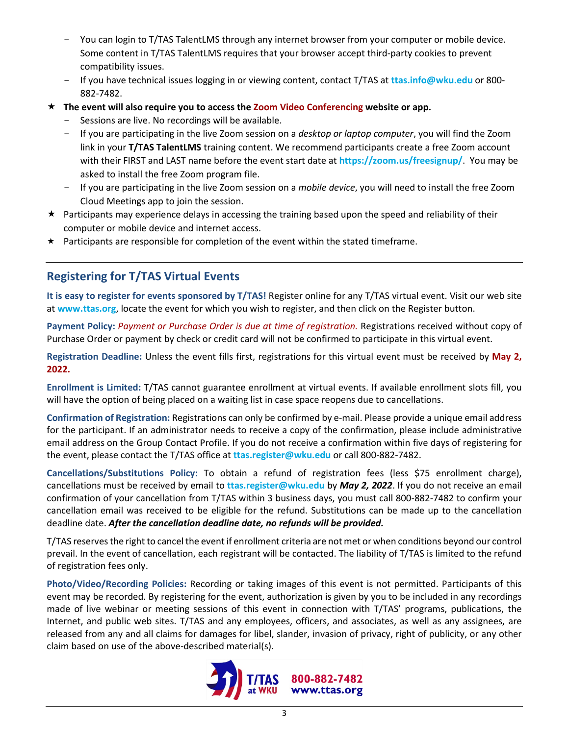- You can login to T/TAS TalentLMS through any internet browser from your computer or mobile device. Some content in T/TAS TalentLMS requires that your browser accept third-party cookies to prevent compatibility issues.
  - If you have technical issues logging in or viewing content, contact T/TAS at **ttas.info@wku.edu** or 800-882-7482.

★ **The event will also require you to access the Zoom Video Conferencing website or app.**
  - Sessions are live. No recordings will be available.
  - If you are participating in the live Zoom session on a *desktop or laptop computer*, you will find the Zoom link in your **T/TAS TalentLMS** training content. We recommend participants create a free Zoom account with their FIRST and LAST name before the event start date at **https://zoom.us/freesignup/**. You may be asked to install the free Zoom program file.
  - If you are participating in the live Zoom session on a *mobile device*, you will need to install the free Zoom Cloud Meetings app to join the session.

★ Participants may experience delays in accessing the training based upon the speed and reliability of their computer or mobile device and internet access.

★ Participants are responsible for completion of the event within the stated timeframe.

## Registering for T/TAS Virtual Events

**It is easy to register for events sponsored by T/TAS!** Register online for any T/TAS virtual event. Visit our web site at **www.ttas.org**, locate the event for which you wish to register, and then click on the Register button.

**Payment Policy:** *Payment or Purchase Order is due at time of registration.* Registrations received without copy of Purchase Order or payment by check or credit card will not be confirmed to participate in this virtual event.

**Registration Deadline:** Unless the event fills first, registrations for this virtual event must be received by **May 2, 2022.**

**Enrollment is Limited:** T/TAS cannot guarantee enrollment at virtual events. If available enrollment slots fill, you will have the option of being placed on a waiting list in case space reopens due to cancellations.

**Confirmation of Registration:** Registrations can only be confirmed by e-mail. Please provide a unique email address for the participant. If an administrator needs to receive a copy of the confirmation, please include administrative email address on the Group Contact Profile. If you do not receive a confirmation within five days of registering for the event, please contact the T/TAS office at **ttas.register@wku.edu** or call 800-882-7482.

**Cancellations/Substitutions Policy:** To obtain a refund of registration fees (less $75 enrollment charge), cancellations must be received by email to **ttas.register@wku.edu** by ***May 2, 2022***. If you do not receive an email confirmation of your cancellation from T/TAS within 3 business days, you must call 800-882-7482 to confirm your cancellation email was received to be eligible for the refund. Substitutions can be made up to the cancellation deadline date. ***After the cancellation deadline date, no refunds will be provided.***

T/TAS reserves the right to cancel the event if enrollment criteria are not met or when conditions beyond our control prevail. In the event of cancellation, each registrant will be contacted. The liability of T/TAS is limited to the refund of registration fees only.

**Photo/Video/Recording Policies:** Recording or taking images of this event is not permitted. Participants of this event may be recorded. By registering for the event, authorization is given by you to be included in any recordings made of live webinar or meeting sessions of this event in connection with T/TAS' programs, publications, the Internet, and public web sites. T/TAS and any employees, officers, and associates, as well as any assignees, are released from any and all claims for damages for libel, slander, invasion of privacy, right of publicity, or any other claim based on use of the above-described material(s).

T/TAS at WKU 800-882-7482 www.ttas.org